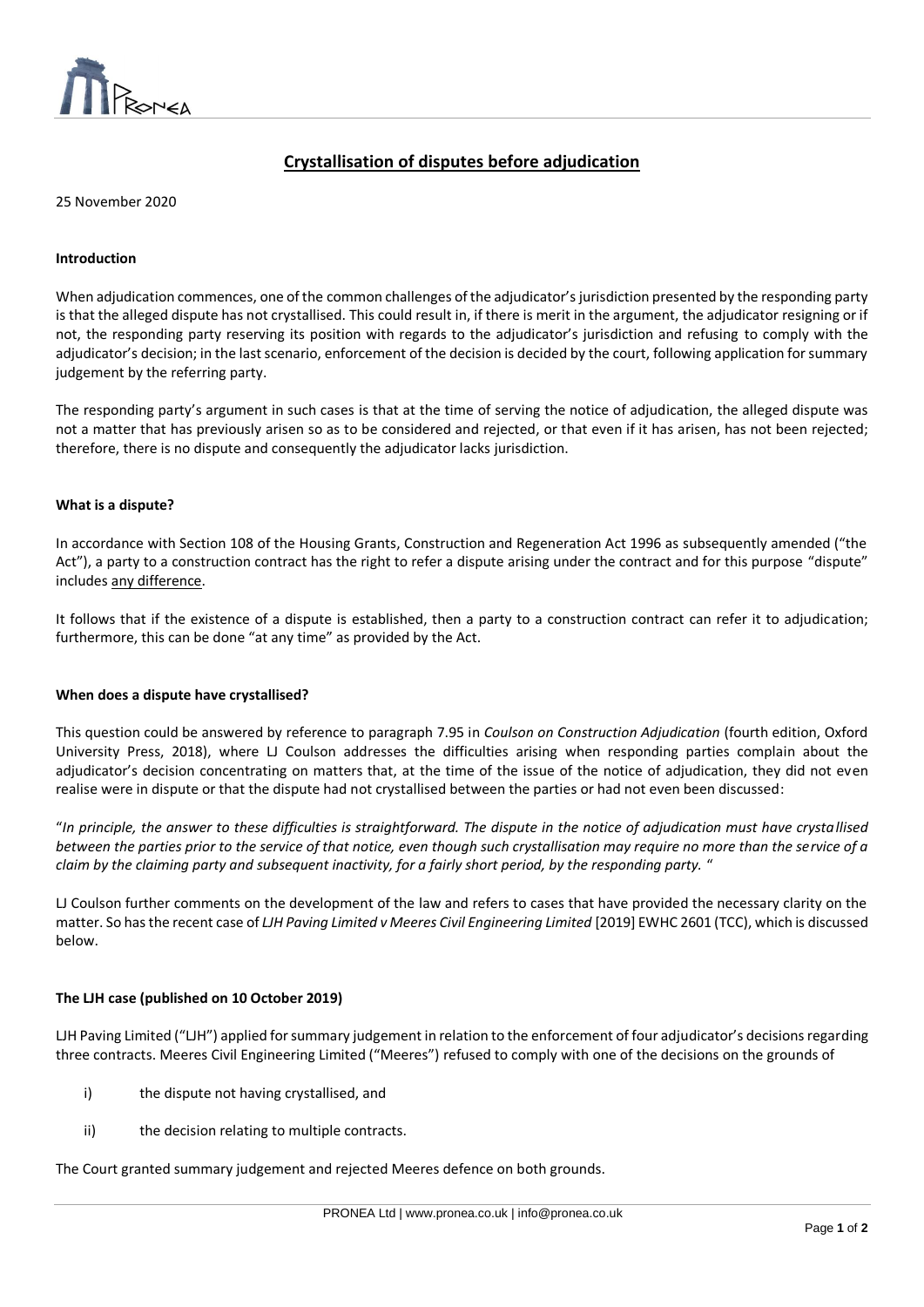# Crystallisation of disputes before adjudication

25 November 2020

**Introduction**

When adjudication commences, one of the common challenges of the adjudicator's jurisdiction presented by the responding party is that the alleged dispute has not crystallised. This could result in, if there is merit in the argument, the adjudicator resigning or if not, the responding party reserving its position with regards to the adjudicator's jurisdiction and refusing to comply with the adjudicator's decision; in the last scenario, enforcement of the decision is decided by the court, following application for summary judgement by the referring party.

The responding party's argument in such cases is that at the time of serving the notice of adjudication, the alleged dispute was not a matter that has previously arisen so as to be considered and rejected, or that even if it has arisen, has not been rejected; therefore, there is no dispute and consequently the adjudicator lacks jurisdiction.

**What is a dispute?**

In accordance with Section 108 of the Housing Grants, Construction and Regeneration Act 1996 as subsequently amended ("the Act"), a party to a construction contract has the right to refer a dispute arising under the contract and for this purpose "dispute" includes any difference.

It follows that if the existence of a dispute is established, then a party to a construction contract can refer it to adjudication; furthermore, this can be done "at any time" as provided by the Act.

**When does a dispute have crystallised?**

This question could be answered by reference to paragraph 7.95 in *Coulson on Construction Adjudication* (fourth edition, Oxford University Press, 2018), where LJ Coulson addresses the difficulties arising when responding parties complain about the adjudicator's decision concentrating on matters that, at the time of the issue of the notice of adjudication, they did not even realise were in dispute or that the dispute had not crystallised between the parties or had not even been discussed:

"*In principle, the answer to these difficulties is straightforward. The dispute in the notice of adjudication must have crystallised between the parties prior to the service of that notice, even though such crystallisation may require no more than the service of a claim by the claiming party and subsequent inactivity, for a fairly short period, by the responding party.* "

LJ Coulson further comments on the development of the law and refers to cases that have provided the necessary clarity on the matter. So has the recent case of *LJH Paving Limited v Meeres Civil Engineering Limited* [2019] EWHC 2601 (TCC), which is discussed below.

**The LJH case (published on 10 October 2019)**

LJH Paving Limited ("LJH") applied for summary judgement in relation to the enforcement of four adjudicator's decisions regarding three contracts. Meeres Civil Engineering Limited ("Meeres") refused to comply with one of the decisions on the grounds of

i) the dispute not having crystallised, and

ii) the decision relating to multiple contracts.

The Court granted summary judgement and rejected Meeres defence on both grounds.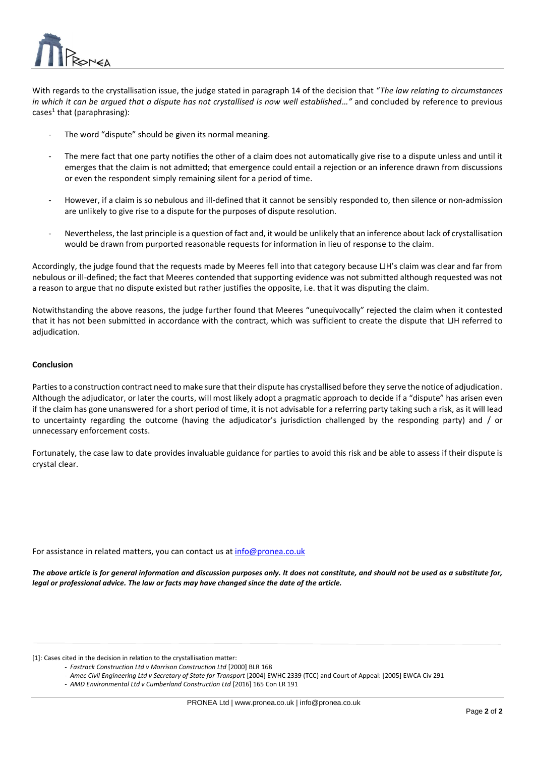With regards to the crystallisation issue, the judge stated in paragraph 14 of the decision that "*The law relating to circumstances in which it can be argued that a dispute has not crystallised is now well established…"* and concluded by reference to previous cases[1] that (paraphrasing):

- The word "dispute" should be given its normal meaning.
- The mere fact that one party notifies the other of a claim does not automatically give rise to a dispute unless and until it emerges that the claim is not admitted; that emergence could entail a rejection or an inference drawn from discussions or even the respondent simply remaining silent for a period of time.
- However, if a claim is so nebulous and ill-defined that it cannot be sensibly responded to, then silence or non-admission are unlikely to give rise to a dispute for the purposes of dispute resolution.
- Nevertheless, the last principle is a question of fact and, it would be unlikely that an inference about lack of crystallisation would be drawn from purported reasonable requests for information in lieu of response to the claim.

Accordingly, the judge found that the requests made by Meeres fell into that category because LJH's claim was clear and far from nebulous or ill-defined; the fact that Meeres contended that supporting evidence was not submitted although requested was not a reason to argue that no dispute existed but rather justifies the opposite, i.e. that it was disputing the claim.

Notwithstanding the above reasons, the judge further found that Meeres "unequivocally" rejected the claim when it contested that it has not been submitted in accordance with the contract, which was sufficient to create the dispute that LJH referred to adjudication.

**Conclusion**

Parties to a construction contract need to make sure that their dispute has crystallised before they serve the notice of adjudication. Although the adjudicator, or later the courts, will most likely adopt a pragmatic approach to decide if a "dispute" has arisen even if the claim has gone unanswered for a short period of time, it is not advisable for a referring party taking such a risk, as it will lead to uncertainty regarding the outcome (having the adjudicator's jurisdiction challenged by the responding party) and / or unnecessary enforcement costs.

Fortunately, the case law to date provides invaluable guidance for parties to avoid this risk and be able to assess if their dispute is crystal clear.

For assistance in related matters, you can contact us at info@pronea.co.uk

***The above article is for general information and discussion purposes only. It does not constitute, and should not be used as a substitute for, legal or professional advice. The law or facts may have changed since the date of the article.***

[1]: Cases cited in the decision in relation to the crystallisation matter:

- *Fastrack Construction Ltd v Morrison Construction Ltd* [2000] BLR 168
- *Amec Civil Engineering Ltd v Secretary of State for Transport* [2004] EWHC 2339 (TCC) and Court of Appeal: [2005] EWCA Civ 291
- *AMD Environmental Ltd v Cumberland Construction Ltd* [2016] 165 Con LR 191